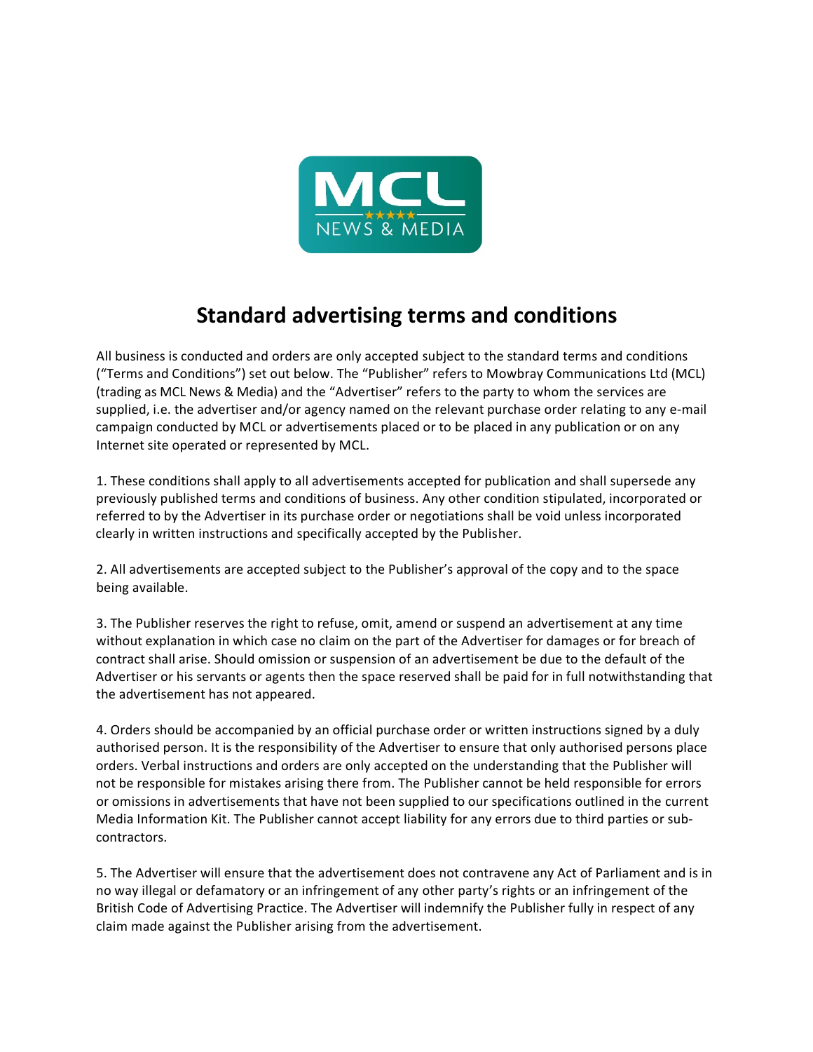# Standard advertising terms and conditions

All business is conducted and orders are only accepted subject to the standard terms and conditions ("Terms and Conditions") set out below. The "Publisher" refers to Mowbray Communications Ltd (MCL) (trading as MCL News & Media) and the "Advertiser" refers to the party to whom the services are supplied, i.e. the advertiser and/or agency named on the relevant purchase order relating to any e-mail campaign conducted by MCL or advertisements placed or to be placed in any publication or on any Internet site operated or represented by MCL.

1. These conditions shall apply to all advertisements accepted for publication and shall supersede any previously published terms and conditions of business. Any other condition stipulated, incorporated or referred to by the Advertiser in its purchase order or negotiations shall be void unless incorporated clearly in written instructions and specifically accepted by the Publisher.

2. All advertisements are accepted subject to the Publisher's approval of the copy and to the space being available.

3. The Publisher reserves the right to refuse, omit, amend or suspend an advertisement at any time without explanation in which case no claim on the part of the Advertiser for damages or for breach of contract shall arise. Should omission or suspension of an advertisement be due to the default of the Advertiser or his servants or agents then the space reserved shall be paid for in full notwithstanding that the advertisement has not appeared.

4. Orders should be accompanied by an official purchase order or written instructions signed by a duly authorised person. It is the responsibility of the Advertiser to ensure that only authorised persons place orders. Verbal instructions and orders are only accepted on the understanding that the Publisher will not be responsible for mistakes arising there from. The Publisher cannot be held responsible for errors or omissions in advertisements that have not been supplied to our specifications outlined in the current Media Information Kit. The Publisher cannot accept liability for any errors due to third parties or sub-contractors.

5. The Advertiser will ensure that the advertisement does not contravene any Act of Parliament and is in no way illegal or defamatory or an infringement of any other party's rights or an infringement of the British Code of Advertising Practice. The Advertiser will indemnify the Publisher fully in respect of any claim made against the Publisher arising from the advertisement.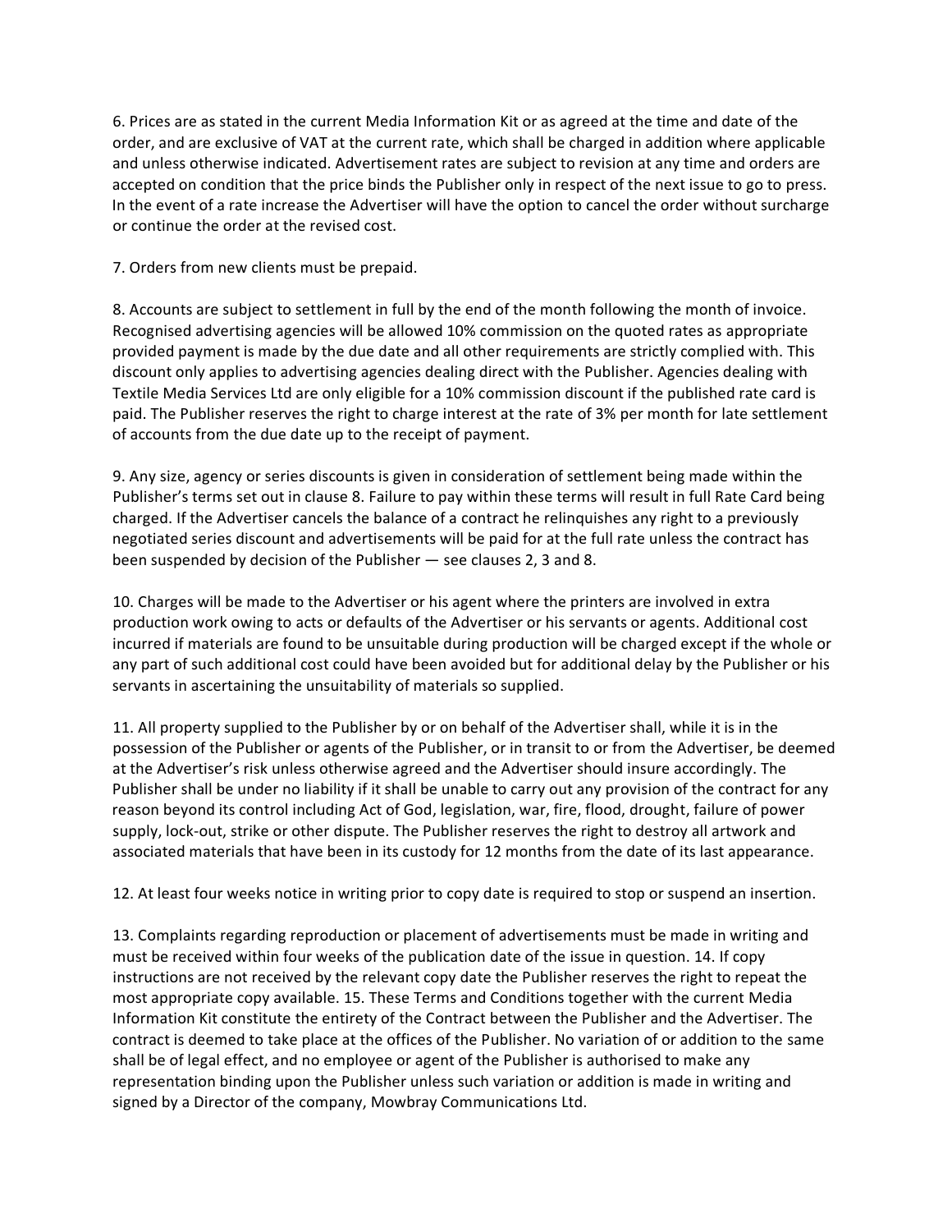6. Prices are as stated in the current Media Information Kit or as agreed at the time and date of the order, and are exclusive of VAT at the current rate, which shall be charged in addition where applicable and unless otherwise indicated. Advertisement rates are subject to revision at any time and orders are accepted on condition that the price binds the Publisher only in respect of the next issue to go to press. In the event of a rate increase the Advertiser will have the option to cancel the order without surcharge or continue the order at the revised cost.

7. Orders from new clients must be prepaid.

8. Accounts are subject to settlement in full by the end of the month following the month of invoice. Recognised advertising agencies will be allowed 10% commission on the quoted rates as appropriate provided payment is made by the due date and all other requirements are strictly complied with. This discount only applies to advertising agencies dealing direct with the Publisher. Agencies dealing with Textile Media Services Ltd are only eligible for a 10% commission discount if the published rate card is paid. The Publisher reserves the right to charge interest at the rate of 3% per month for late settlement of accounts from the due date up to the receipt of payment.

9. Any size, agency or series discounts is given in consideration of settlement being made within the Publisher's terms set out in clause 8. Failure to pay within these terms will result in full Rate Card being charged. If the Advertiser cancels the balance of a contract he relinquishes any right to a previously negotiated series discount and advertisements will be paid for at the full rate unless the contract has been suspended by decision of the Publisher — see clauses 2, 3 and 8.

10. Charges will be made to the Advertiser or his agent where the printers are involved in extra production work owing to acts or defaults of the Advertiser or his servants or agents. Additional cost incurred if materials are found to be unsuitable during production will be charged except if the whole or any part of such additional cost could have been avoided but for additional delay by the Publisher or his servants in ascertaining the unsuitability of materials so supplied.

11. All property supplied to the Publisher by or on behalf of the Advertiser shall, while it is in the possession of the Publisher or agents of the Publisher, or in transit to or from the Advertiser, be deemed at the Advertiser's risk unless otherwise agreed and the Advertiser should insure accordingly. The Publisher shall be under no liability if it shall be unable to carry out any provision of the contract for any reason beyond its control including Act of God, legislation, war, fire, flood, drought, failure of power supply, lock-out, strike or other dispute. The Publisher reserves the right to destroy all artwork and associated materials that have been in its custody for 12 months from the date of its last appearance.

12. At least four weeks notice in writing prior to copy date is required to stop or suspend an insertion.

13. Complaints regarding reproduction or placement of advertisements must be made in writing and must be received within four weeks of the publication date of the issue in question. 14. If copy instructions are not received by the relevant copy date the Publisher reserves the right to repeat the most appropriate copy available. 15. These Terms and Conditions together with the current Media Information Kit constitute the entirety of the Contract between the Publisher and the Advertiser. The contract is deemed to take place at the offices of the Publisher. No variation of or addition to the same shall be of legal effect, and no employee or agent of the Publisher is authorised to make any representation binding upon the Publisher unless such variation or addition is made in writing and signed by a Director of the company, Mowbray Communications Ltd.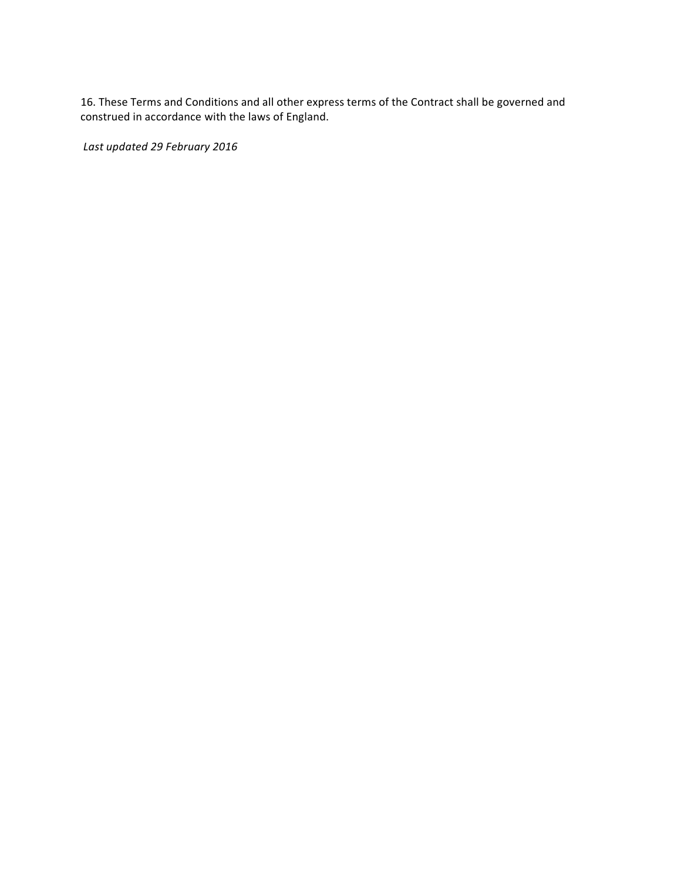16. These Terms and Conditions and all other express terms of the Contract shall be governed and construed in accordance with the laws of England.

*Last updated 29 February 2016*